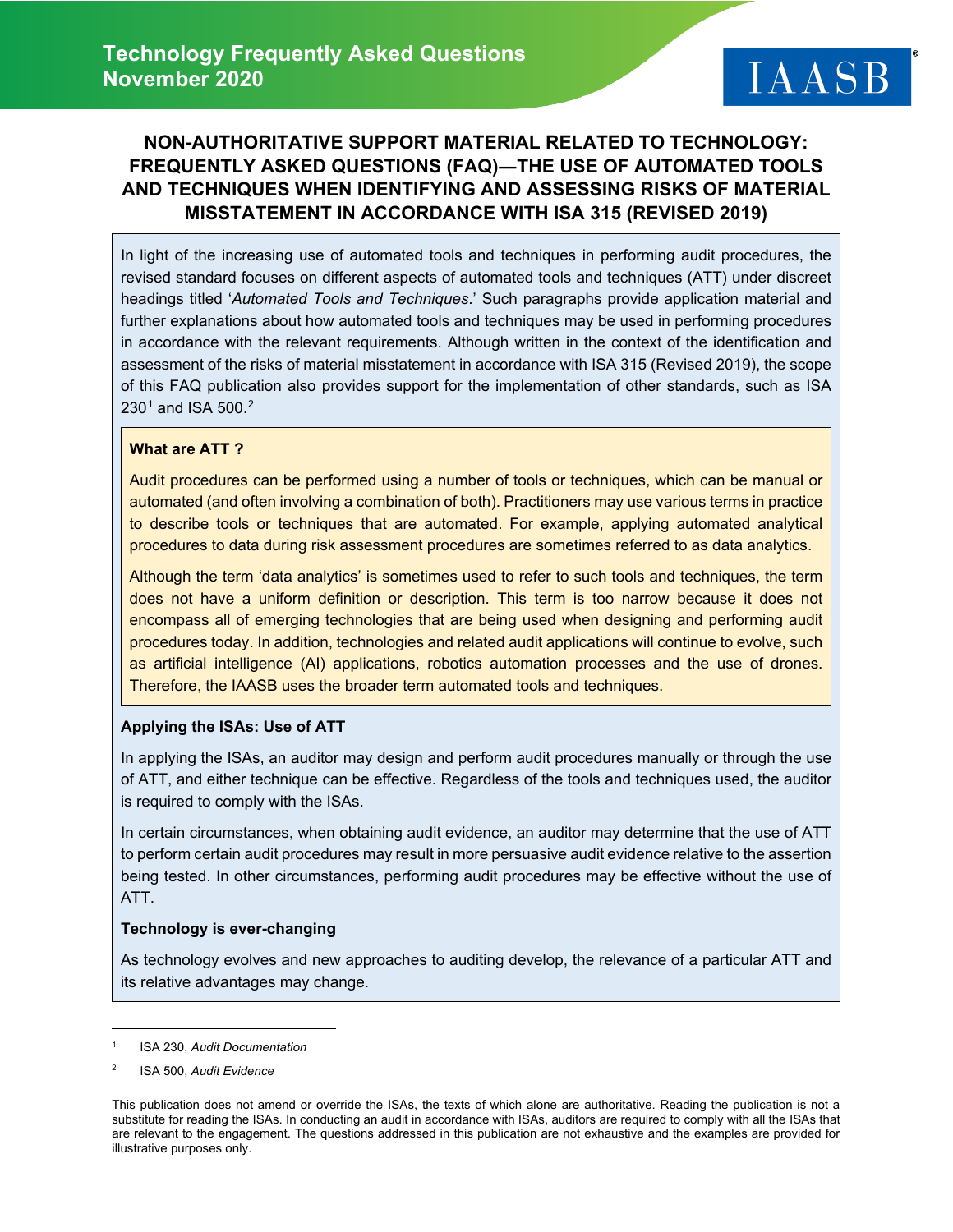**Technology Frequently Asked Questions**
**November 2020**

IAASB

# NON-AUTHORITATIVE SUPPORT MATERIAL RELATED TO TECHNOLOGY: FREQUENTLY ASKED QUESTIONS (FAQ)—THE USE OF AUTOMATED TOOLS AND TECHNIQUES WHEN IDENTIFYING AND ASSESSING RISKS OF MATERIAL MISSTATEMENT IN ACCORDANCE WITH ISA 315 (REVISED 2019)

In light of the increasing use of automated tools and techniques in performing audit procedures, the revised standard focuses on different aspects of automated tools and techniques (ATT) under discreet headings titled '*Automated Tools and Techniques*.' Such paragraphs provide application material and further explanations about how automated tools and techniques may be used in performing procedures in accordance with the relevant requirements. Although written in the context of the identification and assessment of the risks of material misstatement in accordance with ISA 315 (Revised 2019), the scope of this FAQ publication also provides support for the implementation of other standards, such as ISA 230[1] and ISA 500.[2]

**What are ATT ?**

Audit procedures can be performed using a number of tools or techniques, which can be manual or automated (and often involving a combination of both). Practitioners may use various terms in practice to describe tools or techniques that are automated. For example, applying automated analytical procedures to data during risk assessment procedures are sometimes referred to as data analytics.

Although the term 'data analytics' is sometimes used to refer to such tools and techniques, the term does not have a uniform definition or description. This term is too narrow because it does not encompass all of emerging technologies that are being used when designing and performing audit procedures today. In addition, technologies and related audit applications will continue to evolve, such as artificial intelligence (AI) applications, robotics automation processes and the use of drones. Therefore, the IAASB uses the broader term automated tools and techniques.

**Applying the ISAs: Use of ATT**

In applying the ISAs, an auditor may design and perform audit procedures manually or through the use of ATT, and either technique can be effective. Regardless of the tools and techniques used, the auditor is required to comply with the ISAs.

In certain circumstances, when obtaining audit evidence, an auditor may determine that the use of ATT to perform certain audit procedures may result in more persuasive audit evidence relative to the assertion being tested. In other circumstances, performing audit procedures may be effective without the use of ATT.

**Technology is ever-changing**

As technology evolves and new approaches to auditing develop, the relevance of a particular ATT and its relative advantages may change.

---

[1] ISA 230, *Audit Documentation*

[2] ISA 500, *Audit Evidence*

This publication does not amend or override the ISAs, the texts of which alone are authoritative. Reading the publication is not a substitute for reading the ISAs. In conducting an audit in accordance with ISAs, auditors are required to comply with all the ISAs that are relevant to the engagement. The questions addressed in this publication are not exhaustive and the examples are provided for illustrative purposes only.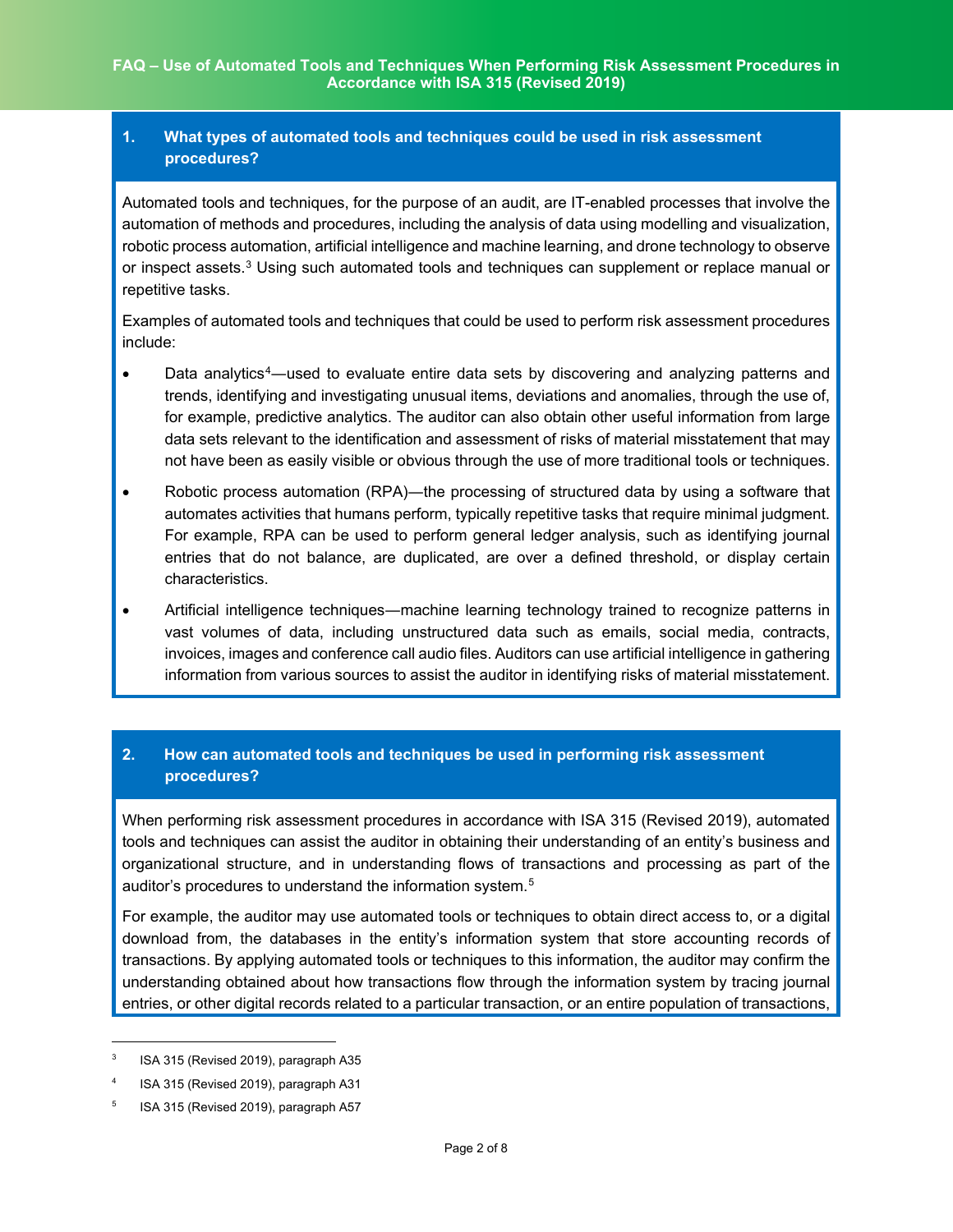## 1. What types of automated tools and techniques could be used in risk assessment procedures?

Automated tools and techniques, for the purpose of an audit, are IT-enabled processes that involve the automation of methods and procedures, including the analysis of data using modelling and visualization, robotic process automation, artificial intelligence and machine learning, and drone technology to observe or inspect assets.[3] Using such automated tools and techniques can supplement or replace manual or repetitive tasks.

Examples of automated tools and techniques that could be used to perform risk assessment procedures include:

- Data analytics[4]—used to evaluate entire data sets by discovering and analyzing patterns and trends, identifying and investigating unusual items, deviations and anomalies, through the use of, for example, predictive analytics. The auditor can also obtain other useful information from large data sets relevant to the identification and assessment of risks of material misstatement that may not have been as easily visible or obvious through the use of more traditional tools or techniques.
- Robotic process automation (RPA)—the processing of structured data by using a software that automates activities that humans perform, typically repetitive tasks that require minimal judgment. For example, RPA can be used to perform general ledger analysis, such as identifying journal entries that do not balance, are duplicated, are over a defined threshold, or display certain characteristics.
- Artificial intelligence techniques—machine learning technology trained to recognize patterns in vast volumes of data, including unstructured data such as emails, social media, contracts, invoices, images and conference call audio files. Auditors can use artificial intelligence in gathering information from various sources to assist the auditor in identifying risks of material misstatement.

## 2. How can automated tools and techniques be used in performing risk assessment procedures?

When performing risk assessment procedures in accordance with ISA 315 (Revised 2019), automated tools and techniques can assist the auditor in obtaining their understanding of an entity's business and organizational structure, and in understanding flows of transactions and processing as part of the auditor's procedures to understand the information system.[5]

For example, the auditor may use automated tools or techniques to obtain direct access to, or a digital download from, the databases in the entity's information system that store accounting records of transactions. By applying automated tools or techniques to this information, the auditor may confirm the understanding obtained about how transactions flow through the information system by tracing journal entries, or other digital records related to a particular transaction, or an entire population of transactions,

---

[3] ISA 315 (Revised 2019), paragraph A35

[4] ISA 315 (Revised 2019), paragraph A31

[5] ISA 315 (Revised 2019), paragraph A57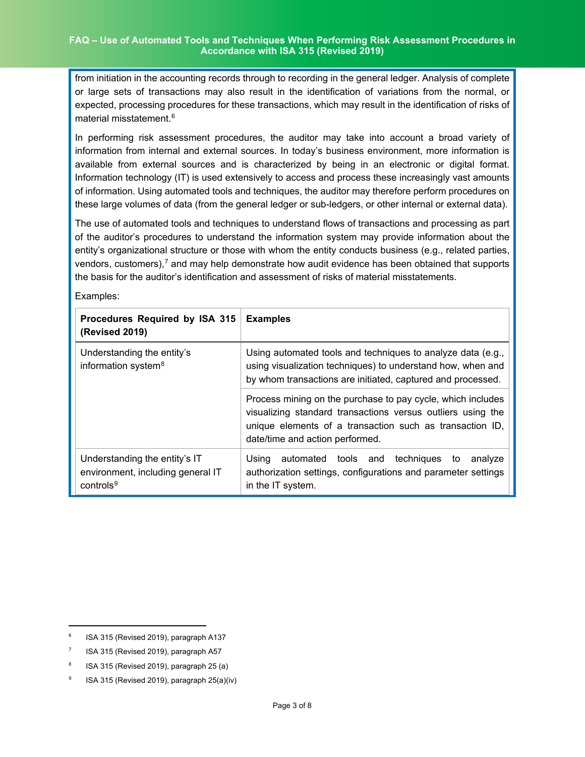from initiation in the accounting records through to recording in the general ledger. Analysis of complete or large sets of transactions may also result in the identification of variations from the normal, or expected, processing procedures for these transactions, which may result in the identification of risks of material misstatement.[6]

In performing risk assessment procedures, the auditor may take into account a broad variety of information from internal and external sources. In today's business environment, more information is available from external sources and is characterized by being in an electronic or digital format. Information technology (IT) is used extensively to access and process these increasingly vast amounts of information. Using automated tools and techniques, the auditor may therefore perform procedures on these large volumes of data (from the general ledger or sub-ledgers, or other internal or external data).

The use of automated tools and techniques to understand flows of transactions and processing as part of the auditor's procedures to understand the information system may provide information about the entity's organizational structure or those with whom the entity conducts business (e.g., related parties, vendors, customers),[7] and may help demonstrate how audit evidence has been obtained that supports the basis for the auditor's identification and assessment of risks of material misstatements.

Examples:

| **Procedures Required by ISA 315 (Revised 2019)** | **Examples** |
| --- | --- |
| Understanding the entity's information system[8] | Using automated tools and techniques to analyze data (e.g., using visualization techniques) to understand how, when and by whom transactions are initiated, captured and processed. |
| | Process mining on the purchase to pay cycle, which includes visualizing standard transactions versus outliers using the unique elements of a transaction such as transaction ID, date/time and action performed. |
| Understanding the entity's IT environment, including general IT controls[9] | Using automated tools and techniques to analyze authorization settings, configurations and parameter settings in the IT system. |

---

[6] ISA 315 (Revised 2019), paragraph A137

[7] ISA 315 (Revised 2019), paragraph A57

[8] ISA 315 (Revised 2019), paragraph 25 (a)

[9] ISA 315 (Revised 2019), paragraph 25(a)(iv)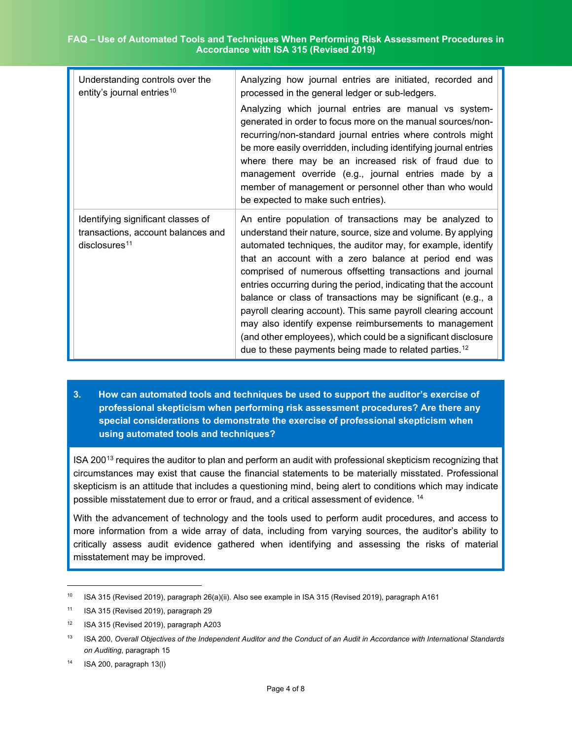| | |
|---|---|
| Understanding controls over the entity's journal entries[10] | Analyzing how journal entries are initiated, recorded and processed in the general ledger or sub-ledgers.<br><br>Analyzing which journal entries are manual vs system-generated in order to focus more on the manual sources/non-recurring/non-standard journal entries where controls might be more easily overridden, including identifying journal entries where there may be an increased risk of fraud due to management override (e.g., journal entries made by a member of management or personnel other than who would be expected to make such entries). |
| Identifying significant classes of transactions, account balances and disclosures[11] | An entire population of transactions may be analyzed to understand their nature, source, size and volume. By applying automated techniques, the auditor may, for example, identify that an account with a zero balance at period end was comprised of numerous offsetting transactions and journal entries occurring during the period, indicating that the account balance or class of transactions may be significant (e.g., a payroll clearing account). This same payroll clearing account may also identify expense reimbursements to management (and other employees), which could be a significant disclosure due to these payments being made to related parties.[12] |

## 3. How can automated tools and techniques be used to support the auditor's exercise of professional skepticism when performing risk assessment procedures? Are there any special considerations to demonstrate the exercise of professional skepticism when using automated tools and techniques?

ISA 200[13] requires the auditor to plan and perform an audit with professional skepticism recognizing that circumstances may exist that cause the financial statements to be materially misstated. Professional skepticism is an attitude that includes a questioning mind, being alert to conditions which may indicate possible misstatement due to error or fraud, and a critical assessment of evidence.[14]

With the advancement of technology and the tools used to perform audit procedures, and access to more information from a wide array of data, including from varying sources, the auditor's ability to critically assess audit evidence gathered when identifying and assessing the risks of material misstatement may be improved.

---

[10] ISA 315 (Revised 2019), paragraph 26(a)(ii). Also see example in ISA 315 (Revised 2019), paragraph A161

[11] ISA 315 (Revised 2019), paragraph 29

[12] ISA 315 (Revised 2019), paragraph A203

[13] ISA 200, *Overall Objectives of the Independent Auditor and the Conduct of an Audit in Accordance with International Standards on Auditing*, paragraph 15

[14] ISA 200, paragraph 13(l)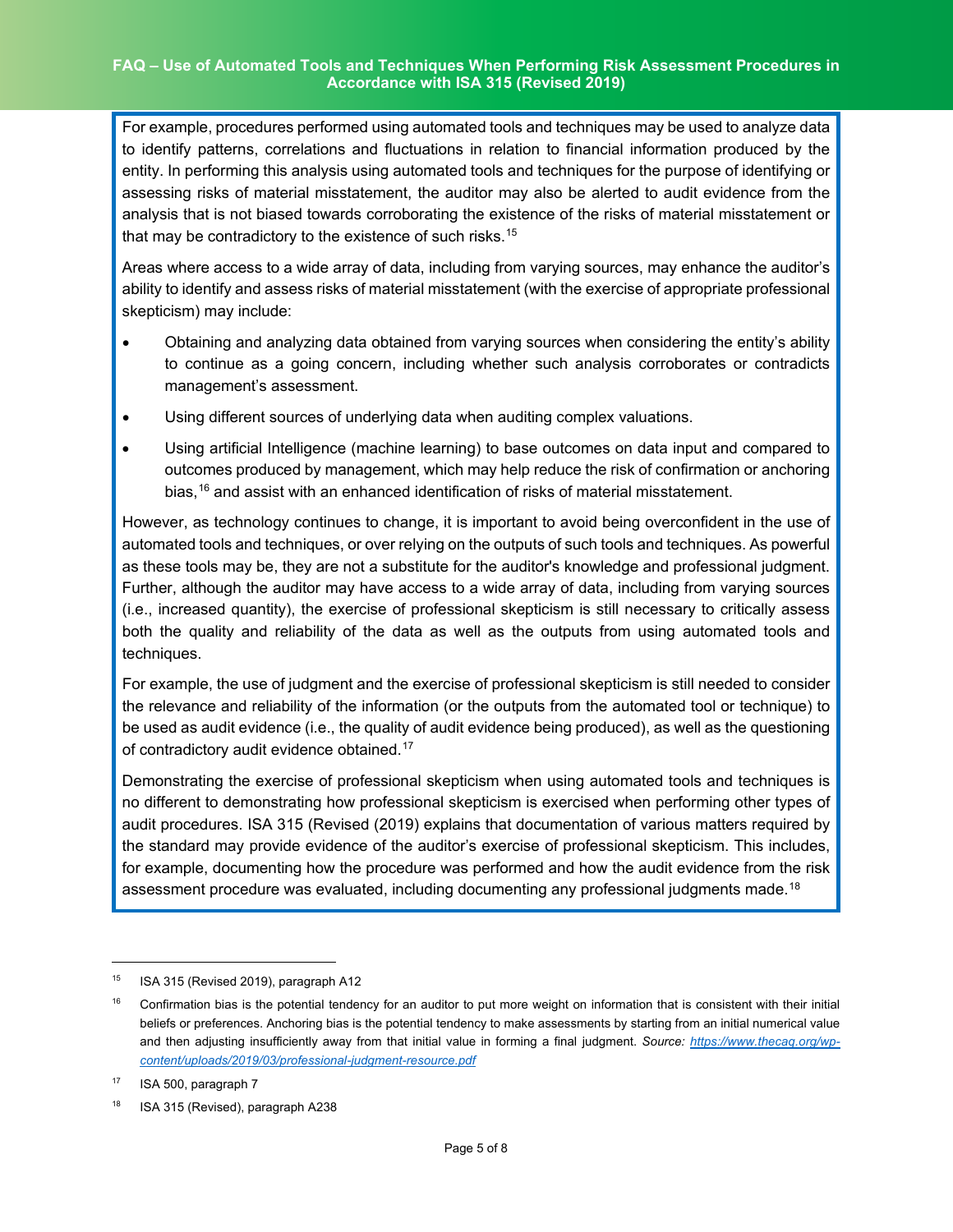For example, procedures performed using automated tools and techniques may be used to analyze data to identify patterns, correlations and fluctuations in relation to financial information produced by the entity. In performing this analysis using automated tools and techniques for the purpose of identifying or assessing risks of material misstatement, the auditor may also be alerted to audit evidence from the analysis that is not biased towards corroborating the existence of the risks of material misstatement or that may be contradictory to the existence of such risks.[15]

Areas where access to a wide array of data, including from varying sources, may enhance the auditor's ability to identify and assess risks of material misstatement (with the exercise of appropriate professional skepticism) may include:

- Obtaining and analyzing data obtained from varying sources when considering the entity's ability to continue as a going concern, including whether such analysis corroborates or contradicts management's assessment.
- Using different sources of underlying data when auditing complex valuations.
- Using artificial Intelligence (machine learning) to base outcomes on data input and compared to outcomes produced by management, which may help reduce the risk of confirmation or anchoring bias,[16] and assist with an enhanced identification of risks of material misstatement.

However, as technology continues to change, it is important to avoid being overconfident in the use of automated tools and techniques, or over relying on the outputs of such tools and techniques. As powerful as these tools may be, they are not a substitute for the auditor's knowledge and professional judgment. Further, although the auditor may have access to a wide array of data, including from varying sources (i.e., increased quantity), the exercise of professional skepticism is still necessary to critically assess both the quality and reliability of the data as well as the outputs from using automated tools and techniques.

For example, the use of judgment and the exercise of professional skepticism is still needed to consider the relevance and reliability of the information (or the outputs from the automated tool or technique) to be used as audit evidence (i.e., the quality of audit evidence being produced), as well as the questioning of contradictory audit evidence obtained.[17]

Demonstrating the exercise of professional skepticism when using automated tools and techniques is no different to demonstrating how professional skepticism is exercised when performing other types of audit procedures. ISA 315 (Revised (2019) explains that documentation of various matters required by the standard may provide evidence of the auditor's exercise of professional skepticism. This includes, for example, documenting how the procedure was performed and how the audit evidence from the risk assessment procedure was evaluated, including documenting any professional judgments made.[18]

---

[15] ISA 315 (Revised 2019), paragraph A12

[16] Confirmation bias is the potential tendency for an auditor to put more weight on information that is consistent with their initial beliefs or preferences. Anchoring bias is the potential tendency to make assessments by starting from an initial numerical value and then adjusting insufficiently away from that initial value in forming a final judgment. *Source: [https://www.thecaq.org/wp-content/uploads/2019/03/professional-judgment-resource.pdf](https://www.thecaq.org/wp-content/uploads/2019/03/professional-judgment-resource.pdf)*

[17] ISA 500, paragraph 7

[18] ISA 315 (Revised), paragraph A238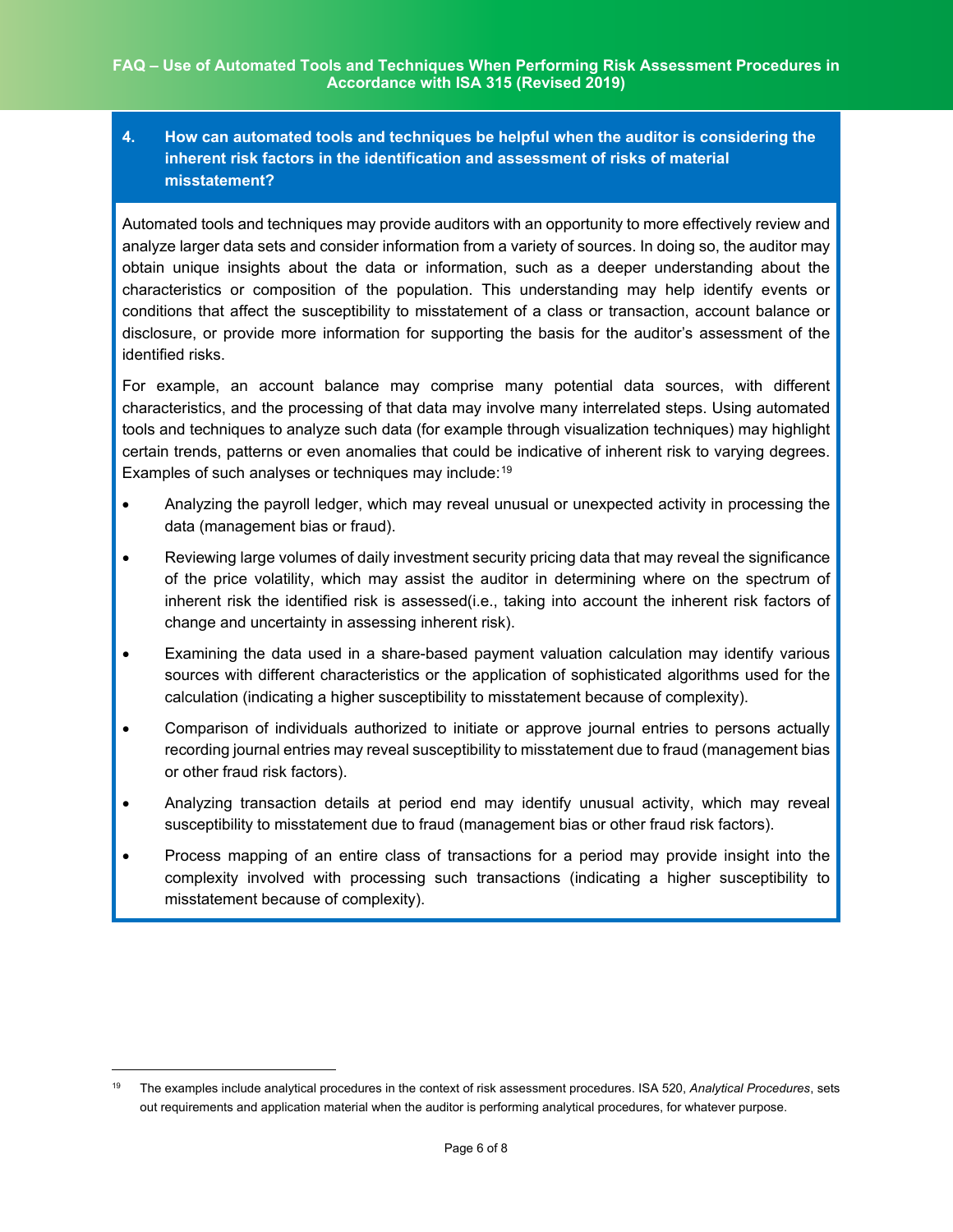## 4. How can automated tools and techniques be helpful when the auditor is considering the inherent risk factors in the identification and assessment of risks of material misstatement?

Automated tools and techniques may provide auditors with an opportunity to more effectively review and analyze larger data sets and consider information from a variety of sources. In doing so, the auditor may obtain unique insights about the data or information, such as a deeper understanding about the characteristics or composition of the population. This understanding may help identify events or conditions that affect the susceptibility to misstatement of a class or transaction, account balance or disclosure, or provide more information for supporting the basis for the auditor's assessment of the identified risks.

For example, an account balance may comprise many potential data sources, with different characteristics, and the processing of that data may involve many interrelated steps. Using automated tools and techniques to analyze such data (for example through visualization techniques) may highlight certain trends, patterns or even anomalies that could be indicative of inherent risk to varying degrees. Examples of such analyses or techniques may include:[19]

- Analyzing the payroll ledger, which may reveal unusual or unexpected activity in processing the data (management bias or fraud).
- Reviewing large volumes of daily investment security pricing data that may reveal the significance of the price volatility, which may assist the auditor in determining where on the spectrum of inherent risk the identified risk is assessed(i.e., taking into account the inherent risk factors of change and uncertainty in assessing inherent risk).
- Examining the data used in a share-based payment valuation calculation may identify various sources with different characteristics or the application of sophisticated algorithms used for the calculation (indicating a higher susceptibility to misstatement because of complexity).
- Comparison of individuals authorized to initiate or approve journal entries to persons actually recording journal entries may reveal susceptibility to misstatement due to fraud (management bias or other fraud risk factors).
- Analyzing transaction details at period end may identify unusual activity, which may reveal susceptibility to misstatement due to fraud (management bias or other fraud risk factors).
- Process mapping of an entire class of transactions for a period may provide insight into the complexity involved with processing such transactions (indicating a higher susceptibility to misstatement because of complexity).

---

[19] The examples include analytical procedures in the context of risk assessment procedures. ISA 520, *Analytical Procedures*, sets out requirements and application material when the auditor is performing analytical procedures, for whatever purpose.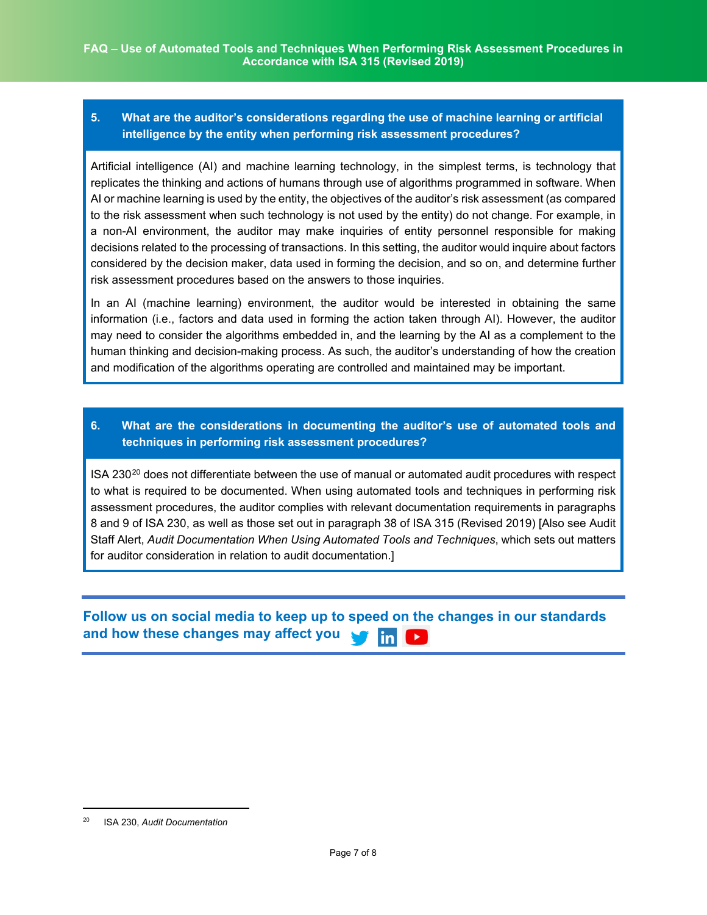### 5. What are the auditor's considerations regarding the use of machine learning or artificial intelligence by the entity when performing risk assessment procedures?

Artificial intelligence (AI) and machine learning technology, in the simplest terms, is technology that replicates the thinking and actions of humans through use of algorithms programmed in software. When AI or machine learning is used by the entity, the objectives of the auditor's risk assessment (as compared to the risk assessment when such technology is not used by the entity) do not change. For example, in a non-AI environment, the auditor may make inquiries of entity personnel responsible for making decisions related to the processing of transactions. In this setting, the auditor would inquire about factors considered by the decision maker, data used in forming the decision, and so on, and determine further risk assessment procedures based on the answers to those inquiries.

In an AI (machine learning) environment, the auditor would be interested in obtaining the same information (i.e., factors and data used in forming the action taken through AI). However, the auditor may need to consider the algorithms embedded in, and the learning by the AI as a complement to the human thinking and decision-making process. As such, the auditor's understanding of how the creation and modification of the algorithms operating are controlled and maintained may be important.

### 6. What are the considerations in documenting the auditor's use of automated tools and techniques in performing risk assessment procedures?

ISA 230[20] does not differentiate between the use of manual or automated audit procedures with respect to what is required to be documented. When using automated tools and techniques in performing risk assessment procedures, the auditor complies with relevant documentation requirements in paragraphs 8 and 9 of ISA 230, as well as those set out in paragraph 38 of ISA 315 (Revised 2019) [Also see Audit Staff Alert, *Audit Documentation When Using Automated Tools and Techniques*, which sets out matters for auditor consideration in relation to audit documentation.]

---

**Follow us on social media to keep up to speed on the changes in our standards and how these changes may affect you**

---

[20] ISA 230, *Audit Documentation*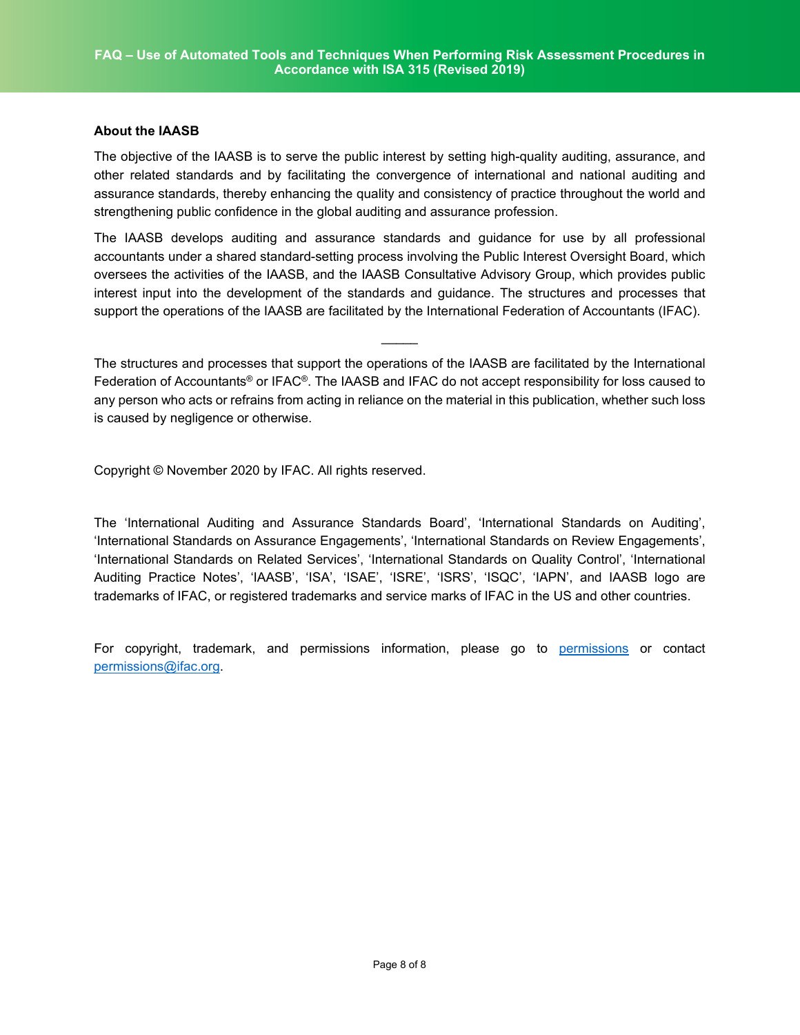**About the IAASB**

The objective of the IAASB is to serve the public interest by setting high-quality auditing, assurance, and other related standards and by facilitating the convergence of international and national auditing and assurance standards, thereby enhancing the quality and consistency of practice throughout the world and strengthening public confidence in the global auditing and assurance profession.

The IAASB develops auditing and assurance standards and guidance for use by all professional accountants under a shared standard-setting process involving the Public Interest Oversight Board, which oversees the activities of the IAASB, and the IAASB Consultative Advisory Group, which provides public interest input into the development of the standards and guidance. The structures and processes that support the operations of the IAASB are facilitated by the International Federation of Accountants (IFAC).

\_\_\_\_\_

The structures and processes that support the operations of the IAASB are facilitated by the International Federation of Accountants® or IFAC®. The IAASB and IFAC do not accept responsibility for loss caused to any person who acts or refrains from acting in reliance on the material in this publication, whether such loss is caused by negligence or otherwise.

Copyright © November 2020 by IFAC. All rights reserved.

The 'International Auditing and Assurance Standards Board', 'International Standards on Auditing', 'International Standards on Assurance Engagements', 'International Standards on Review Engagements', 'International Standards on Related Services', 'International Standards on Quality Control', 'International Auditing Practice Notes', 'IAASB', 'ISA', 'ISAE', 'ISRE', 'ISRS', 'ISQC', 'IAPN', and IAASB logo are trademarks of IFAC, or registered trademarks and service marks of IFAC in the US and other countries.

For copyright, trademark, and permissions information, please go to [permissions](permissions) or contact [permissions@ifac.org](mailto:permissions@ifac.org).